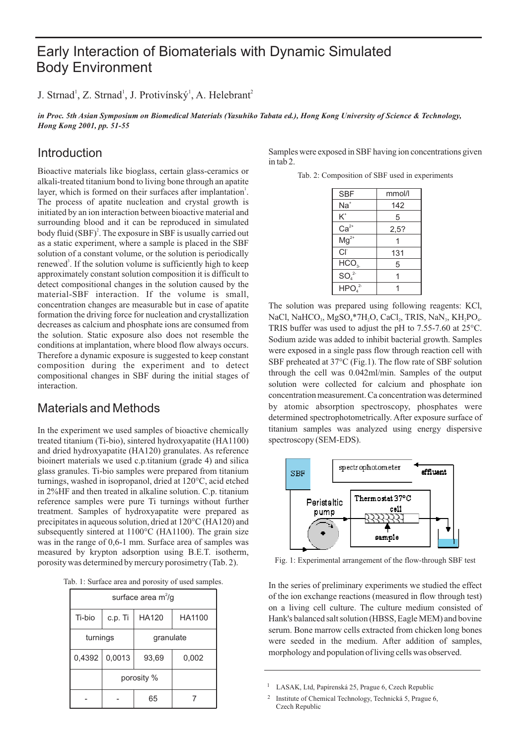# Early Interaction of Biomaterials with Dynamic Simulated Body Environment

J. Strnad[1], Z. Strnad[1], J. Protivínský[1], A. Helebrant[2]

***in Proc. 5th Asian Symposium on Biomedical Materials (Yasuhiko Tabata ed.), Hong Kong University of Science & Technology, Hong Kong 2001, pp. 51-55***

## Introduction

Bioactive materials like bioglass, certain glass-ceramics or alkali-treated titanium bond to living bone through an apatite layer, which is formed on their surfaces after implantation[1]. The process of apatite nucleation and crystal growth is initiated by an ion interaction between bioactive material and surrounding blood and it can be reproduced in simulated body fluid (SBF)[2]. The exposure in SBF is usually carried out as a static experiment, where a sample is placed in the SBF solution of a constant volume, or the solution is periodically renewed[3]. If the solution volume is sufficiently high to keep approximately constant solution composition it is difficult to detect compositional changes in the solution caused by the material-SBF interaction. If the volume is small, concentration changes are measurable but in case of apatite formation the driving force for nucleation and crystallization decreases as calcium and phosphate ions are consumed from the solution. Static exposure also does not resemble the conditions at implantation, where blood flow always occurs. Therefore a dynamic exposure is suggested to keep constant composition during the experiment and to detect compositional changes in SBF during the initial stages of interaction.

## Materials and Methods

In the experiment we used samples of bioactive chemically treated titanium (Ti-bio), sintered hydroxyapatite (HA1100) and dried hydroxyapatite (HA120) granulates. As reference bioinert materials we used c.p.titanium (grade 4) and silica glass granules. Ti-bio samples were prepared from titanium turnings, washed in isopropanol, dried at 120°C, acid etched in 2%HF and then treated in alkaline solution. C.p. titanium reference samples were pure Ti turnings without further treatment. Samples of hydroxyapatite were prepared as precipitates in aqueous solution, dried at 120°C (HA120) and subsequently sintered at 1100°C (HA1100). The grain size was in the range of 0,6-1 mm. Surface area of samples was measured by krypton adsorption using B.E.T. isotherm, porosity was determined by mercury porosimetry (Tab. 2).

Tab. 1: Surface area and porosity of used samples.

| surface area $m^2/g$ | | | |
|---|---|---|---|
| Ti-bio | c.p. Ti | HA120 | HA1100 |
| turnings | | granulate | |
| 0,4392 | 0,0013 | 93,69 | 0,002 |
| | porosity % | | |
| - | - | 65 | 7 |

Samples were exposed in SBF having ion concentrations given in tab 2.

Tab. 2: Composition of SBF used in experiments

| SBF | mmol/l |
|---|---|
| $Na^+$ | 142 |
| $K^+$ | 5 |
| $Ca^{2+}$ | 2,5? |
| $Mg^{2+}$ | 1 |
| $Cl^-$ | 131 |
| $HCO_{3-}$ | 5 |
| $SO_4^{2-}$ | 1 |
| $HPO_4^{2-}$ | 1 |

The solution was prepared using following reagents: KCl, NaCl, $NaHCO_3$, $MgSO_4*7H_2O$, $CaCl_2$, TRIS, $NaN_3$, $KH_2PO_4$. TRIS buffer was used to adjust the pH to 7.55-7.60 at 25°C. Sodium azide was added to inhibit bacterial growth. Samples were exposed in a single pass flow through reaction cell with SBF preheated at 37°C (Fig.1). The flow rate of SBF solution through the cell was 0.042ml/min. Samples of the output solution were collected for calcium and phosphate ion concentration measurement. Ca concentration was determined by atomic absorption spectroscopy, phosphates were determined spectrophotometrically. After exposure surface of titanium samples was analyzed using energy dispersive spectroscopy (SEM-EDS).

Fig. 1: Experimental arrangement of the flow-through SBF test

In the series of preliminary experiments we studied the effect of the ion exchange reactions (measured in flow through test) on a living cell culture. The culture medium consisted of Hank's balanced salt solution (HBSS, Eagle MEM) and bovine serum. Bone marrow cells extracted from chicken long bones were seeded in the medium. After addition of samples, morphology and population of living cells was observed.

[1] LASAK, Ltd, Papírenská 25, Prague 6, Czech Republic

[2] Institute of Chemical Technology, Technická 5, Prague 6, Czech Republic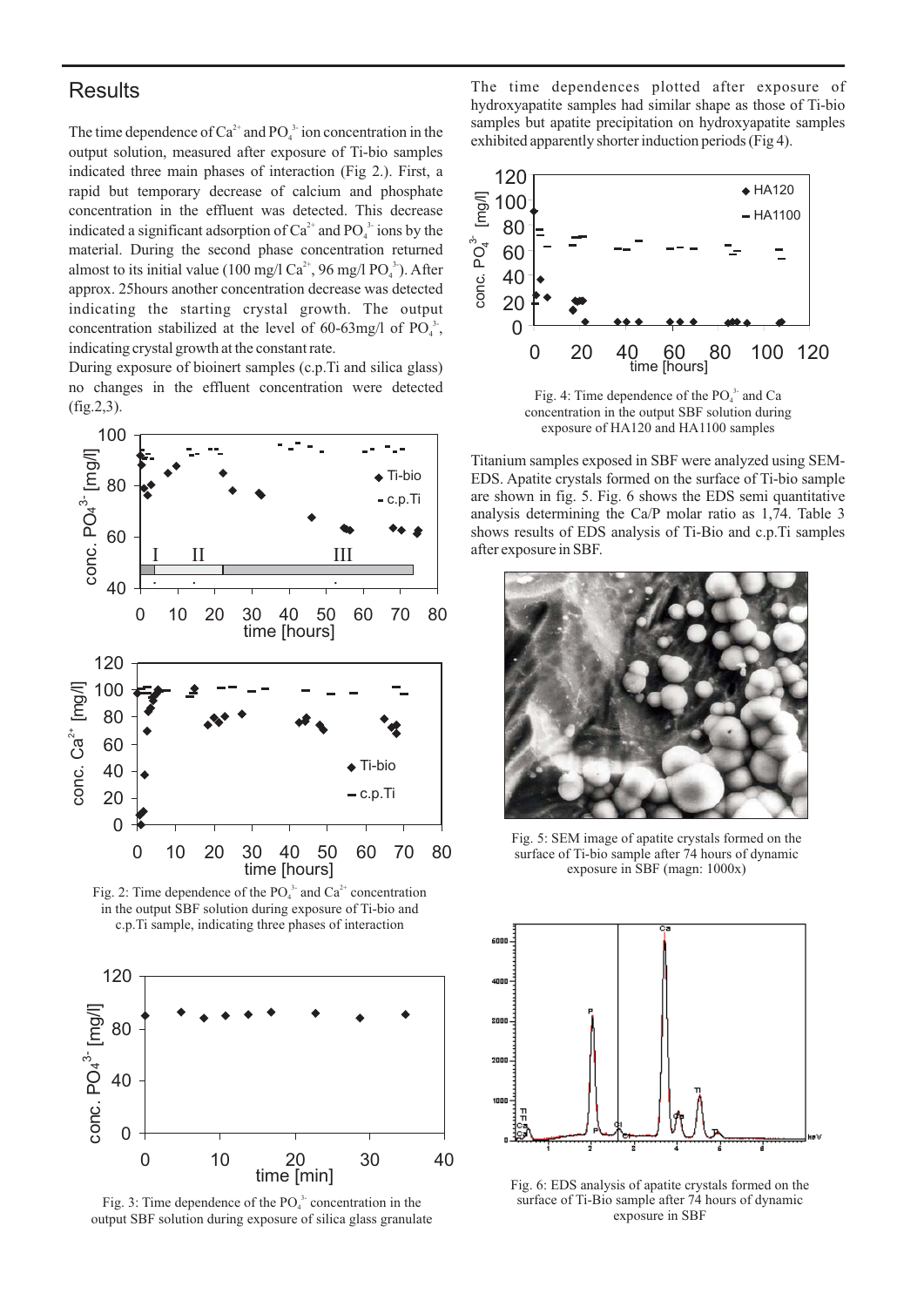## Results

The time dependence of $Ca^{2+}$ and $PO_4^{3-}$ ion concentration in the output solution, measured after exposure of Ti-bio samples indicated three main phases of interaction (Fig 2.). First, a rapid but temporary decrease of calcium and phosphate concentration in the effluent was detected. This decrease indicated a significant adsorption of $Ca^{2+}$ and $PO_4^{3-}$ ions by the material. During the second phase concentration returned almost to its initial value (100 mg/l $Ca^{2+}$, 96 mg/l $PO_4^{3-}$). After approx. 25hours another concentration decrease was detected indicating the starting crystal growth. The output concentration stabilized at the level of 60-63mg/l of $PO_4^{3-}$, indicating crystal growth at the constant rate.

During exposure of bioinert samples (c.p.Ti and silica glass) no changes in the effluent concentration were detected (fig.2,3).

Fig. 2: Time dependence of the $PO_4^{3-}$ and $Ca^{2+}$ concentration in the output SBF solution during exposure of Ti-bio and c.p.Ti sample, indicating three phases of interaction

Fig. 3: Time dependence of the $PO_4^{3-}$ concentration in the output SBF solution during exposure of silica glass granulate

The time dependences plotted after exposure of hydroxyapatite samples had similar shape as those of Ti-bio samples but apatite precipitation on hydroxyapatite samples exhibited apparently shorter induction periods (Fig 4).

Fig. 4: Time dependence of the $PO_4^{3-}$ and Ca concentration in the output SBF solution during exposure of HA120 and HA1100 samples

Titanium samples exposed in SBF were analyzed using SEM-EDS. Apatite crystals formed on the surface of Ti-bio sample are shown in fig. 5. Fig. 6 shows the EDS semi quantitative analysis determining the Ca/P molar ratio as 1,74. Table 3 shows results of EDS analysis of Ti-Bio and c.p.Ti samples after exposure in SBF.

Fig. 5: SEM image of apatite crystals formed on the surface of Ti-bio sample after 74 hours of dynamic exposure in SBF (magn: 1000x)

Fig. 6: EDS analysis of apatite crystals formed on the surface of Ti-Bio sample after 74 hours of dynamic exposure in SBF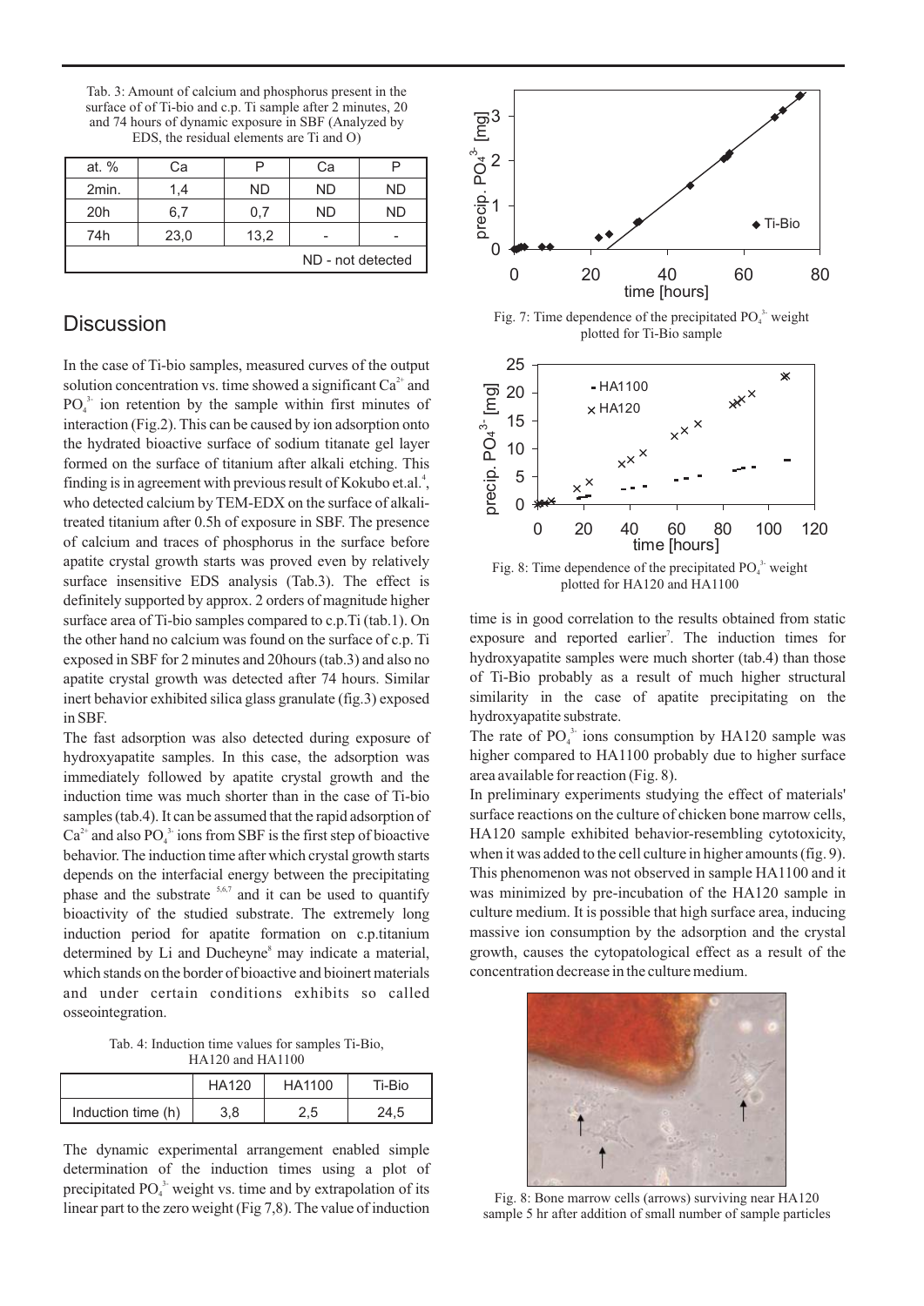Tab. 3: Amount of calcium and phosphorus present in the surface of of Ti-bio and c.p. Ti sample after 2 minutes, 20 and 74 hours of dynamic exposure in SBF (Analyzed by EDS, the residual elements are Ti and O)

| at. % | Ca | P | Ca | P |
|---|---|---|---|---|
| 2min. | 1,4 | ND | ND | ND |
| 20h | 6,7 | 0,7 | ND | ND |
| 74h | 23,0 | 13,2 | - | - |
| ND - not detected | | | | |

## Discussion

In the case of Ti-bio samples, measured curves of the output solution concentration vs. time showed a significant $Ca^{2+}$ and $PO_4^{3-}$ ion retention by the sample within first minutes of interaction (Fig.2). This can be caused by ion adsorption onto the hydrated bioactive surface of sodium titanate gel layer formed on the surface of titanium after alkali etching. This finding is in agreement with previous result of Kokubo et.al.[4], who detected calcium by TEM-EDX on the surface of alkali-treated titanium after 0.5h of exposure in SBF. The presence of calcium and traces of phosphorus in the surface before apatite crystal growth starts was proved even by relatively surface insensitive EDS analysis (Tab.3). The effect is definitely supported by approx. 2 orders of magnitude higher surface area of Ti-bio samples compared to c.p.Ti (tab.1). On the other hand no calcium was found on the surface of c.p. Ti exposed in SBF for 2 minutes and 20hours (tab.3) and also no apatite crystal growth was detected after 74 hours. Similar inert behavior exhibited silica glass granulate (fig.3) exposed in SBF.

The fast adsorption was also detected during exposure of hydroxyapatite samples. In this case, the adsorption was immediately followed by apatite crystal growth and the induction time was much shorter than in the case of Ti-bio samples (tab.4). It can be assumed that the rapid adsorption of $Ca^{2+}$ and also $PO_4^{3-}$ ions from SBF is the first step of bioactive behavior. The induction time after which crystal growth starts depends on the interfacial energy between the precipitating phase and the substrate [5,6,7] and it can be used to quantify bioactivity of the studied substrate. The extremely long induction period for apatite formation on c.p.titanium determined by Li and Ducheyne[8] may indicate a material, which stands on the border of bioactive and bioinert materials and under certain conditions exhibits so called osseointegration.

Tab. 4: Induction time values for samples Ti-Bio, HA120 and HA1100

| | HA120 | HA1100 | Ti-Bio |
|---|---|---|---|
| Induction time (h) | 3,8 | 2,5 | 24,5 |

The dynamic experimental arrangement enabled simple determination of the induction times using a plot of precipitated $PO_4^{3-}$ weight vs. time and by extrapolation of its linear part to the zero weight (Fig 7,8). The value of induction time is in good correlation to the results obtained from static exposure and reported earlier[7]. The induction times for hydroxyapatite samples were much shorter (tab.4) than those of Ti-Bio probably as a result of much higher structural similarity in the case of apatite precipitating on the hydroxyapatite substrate.

Fig. 7: Time dependence of the precipitated $PO_4^{3-}$ weight plotted for Ti-Bio sample

Fig. 8: Time dependence of the precipitated $PO_4^{3-}$ weight plotted for HA120 and HA1100

The rate of $PO_4^{3-}$ ions consumption by HA120 sample was higher compared to HA1100 probably due to higher surface area available for reaction (Fig. 8).

In preliminary experiments studying the effect of materials' surface reactions on the culture of chicken bone marrow cells, HA120 sample exhibited behavior-resembling cytotoxicity, when it was added to the cell culture in higher amounts (fig. 9). This phenomenon was not observed in sample HA1100 and it was minimized by pre-incubation of the HA120 sample in culture medium. It is possible that high surface area, inducing massive ion consumption by the adsorption and the crystal growth, causes the cytopatological effect as a result of the concentration decrease in the culture medium.

Fig. 8: Bone marrow cells (arrows) surviving near HA120 sample 5 hr after addition of small number of sample particles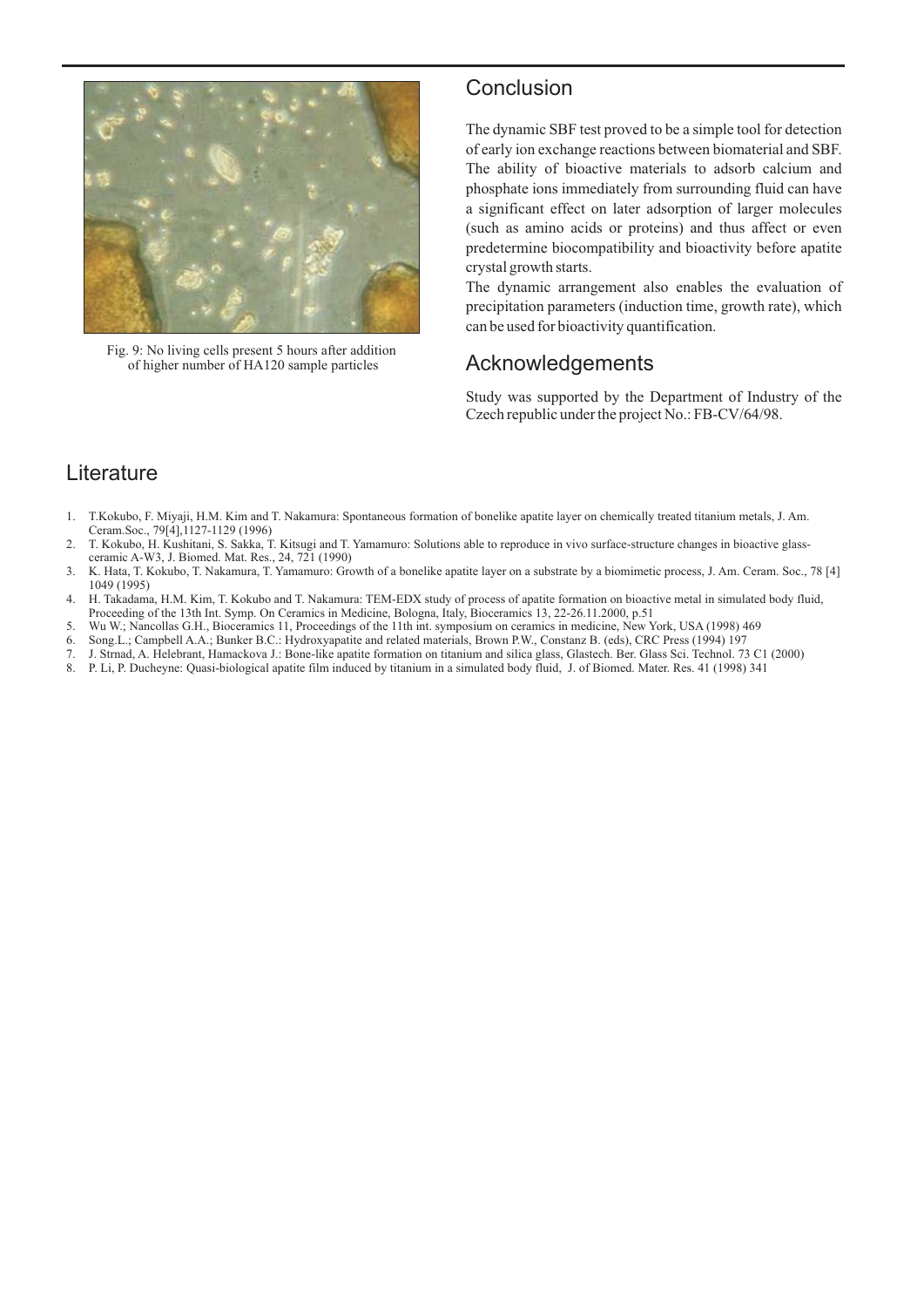Fig. 9: No living cells present 5 hours after addition of higher number of HA120 sample particles

## Conclusion

The dynamic SBF test proved to be a simple tool for detection of early ion exchange reactions between biomaterial and SBF. The ability of bioactive materials to adsorb calcium and phosphate ions immediately from surrounding fluid can have a significant effect on later adsorption of larger molecules (such as amino acids or proteins) and thus affect or even predetermine biocompatibility and bioactivity before apatite crystal growth starts.

The dynamic arrangement also enables the evaluation of precipitation parameters (induction time, growth rate), which can be used for bioactivity quantification.

## Acknowledgements

Study was supported by the Department of Industry of the Czech republic under the project No.: FB-CV/64/98.

## Literature

1. T.Kokubo, F. Miyaji, H.M. Kim and T. Nakamura: Spontaneous formation of bonelike apatite layer on chemically treated titanium metals, J. Am. Ceram.Soc., 79[4],1127-1129 (1996)
2. T. Kokubo, H. Kushitani, S. Sakka, T. Kitsugi and T. Yamamuro: Solutions able to reproduce in vivo surface-structure changes in bioactive glass-ceramic A-W3, J. Biomed. Mat. Res., 24, 721 (1990)
3. K. Hata, T. Kokubo, T. Nakamura, T. Yamamuro: Growth of a bonelike apatite layer on a substrate by a biomimetic process, J. Am. Ceram. Soc., 78 [4] 1049 (1995)
4. H. Takadama, H.M. Kim, T. Kokubo and T. Nakamura: TEM-EDX study of process of apatite formation on bioactive metal in simulated body fluid, Proceeding of the 13th Int. Symp. On Ceramics in Medicine, Bologna, Italy, Bioceramics 13, 22-26.11.2000, p.51
5. Wu W.; Nancollas G.H., Bioceramics 11, Proceedings of the 11th int. symposium on ceramics in medicine, New York, USA (1998) 469
6. Song.L.; Campbell A.A.; Bunker B.C.: Hydroxyapatite and related materials, Brown P.W., Constanz B. (eds), CRC Press (1994) 197
7. J. Strnad, A. Helebrant, Hamackova J.: Bone-like apatite formation on titanium and silica glass, Glastech. Ber. Glass Sci. Technol. 73 C1 (2000)
8. P. Li, P. Ducheyne: Quasi-biological apatite film induced by titanium in a simulated body fluid, J. of Biomed. Mater. Res. 41 (1998) 341